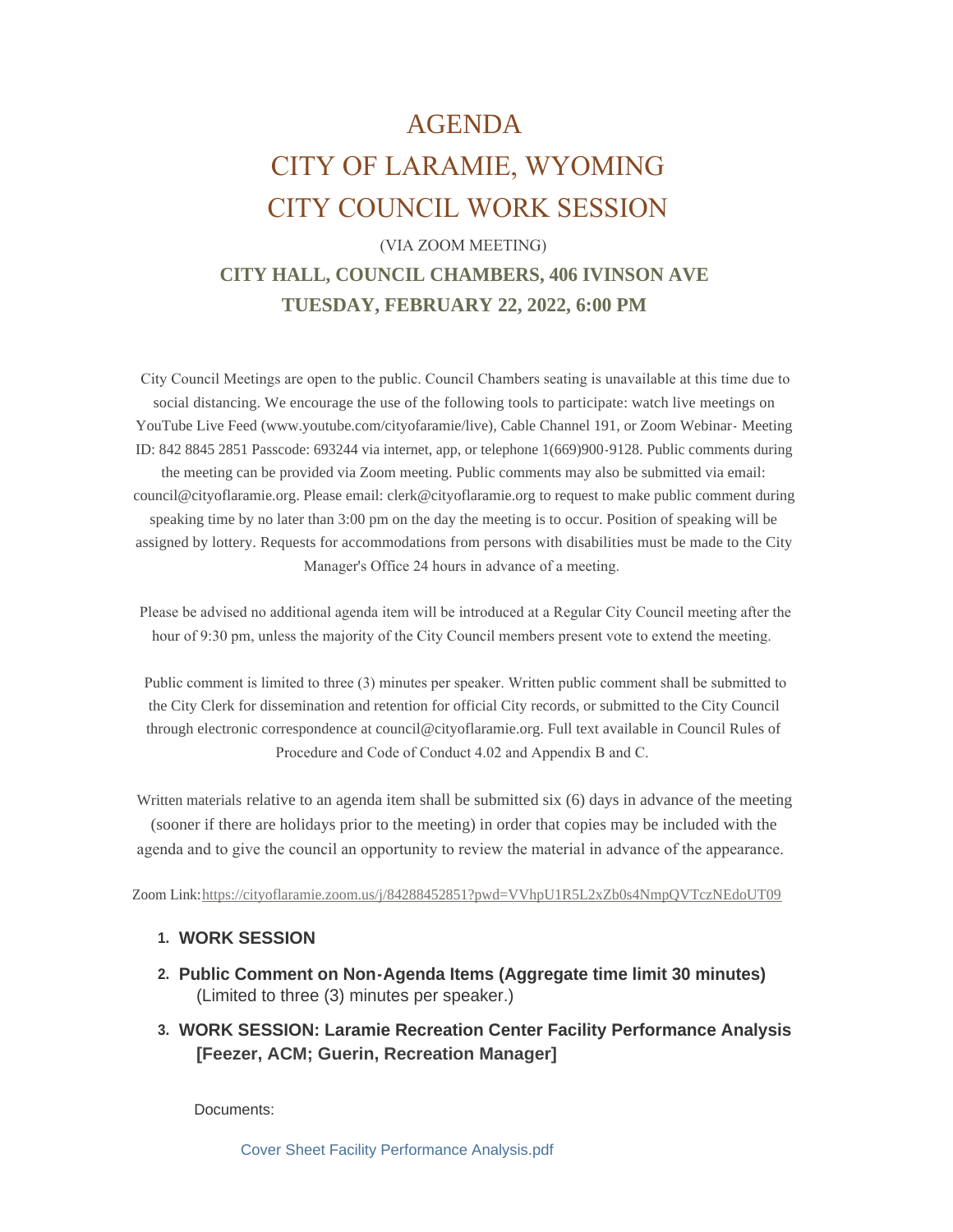# AGENDA
# CITY OF LARAMIE, WYOMING
# CITY COUNCIL WORK SESSION

(VIA ZOOM MEETING)

**CITY HALL, COUNCIL CHAMBERS, 406 IVINSON AVE**

**TUESDAY, FEBRUARY 22, 2022, 6:00 PM**

City Council Meetings are open to the public. Council Chambers seating is unavailable at this time due to social distancing. We encourage the use of the following tools to participate: watch live meetings on YouTube Live Feed (www.youtube.com/cityofaramie/live), Cable Channel 191, or Zoom Webinar- Meeting ID: 842 8845 2851 Passcode: 693244 via internet, app, or telephone 1(669)900-9128. Public comments during the meeting can be provided via Zoom meeting. Public comments may also be submitted via email: council@cityoflaramie.org. Please email: clerk@cityoflaramie.org to request to make public comment during speaking time by no later than 3:00 pm on the day the meeting is to occur. Position of speaking will be assigned by lottery. Requests for accommodations from persons with disabilities must be made to the City Manager's Office 24 hours in advance of a meeting.

Please be advised no additional agenda item will be introduced at a Regular City Council meeting after the hour of 9:30 pm, unless the majority of the City Council members present vote to extend the meeting.

Public comment is limited to three (3) minutes per speaker. Written public comment shall be submitted to the City Clerk for dissemination and retention for official City records, or submitted to the City Council through electronic correspondence at council@cityoflaramie.org. Full text available in Council Rules of Procedure and Code of Conduct 4.02 and Appendix B and C.

Written materials relative to an agenda item shall be submitted six (6) days in advance of the meeting (sooner if there are holidays prior to the meeting) in order that copies may be included with the agenda and to give the council an opportunity to review the material in advance of the appearance.

Zoom Link: https://cityoflaramie.zoom.us/j/84288452851?pwd=VVhpU1R5L2xZb0s4NmpQVTczNEdoUT09

1. **WORK SESSION**
2. **Public Comment on Non-Agenda Items (Aggregate time limit 30 minutes)** (Limited to three (3) minutes per speaker.)
3. **WORK SESSION: Laramie Recreation Center Facility Performance Analysis [Feezer, ACM; Guerin, Recreation Manager]**

   Documents:

   Cover Sheet Facility Performance Analysis.pdf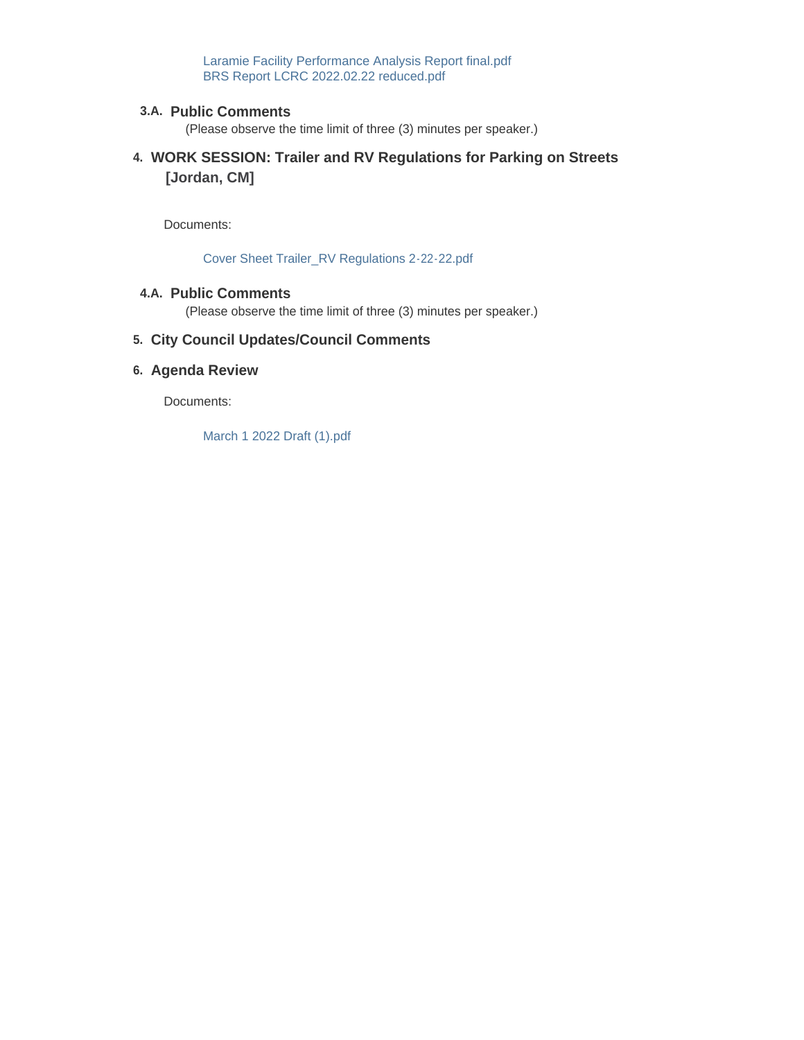Laramie Facility Performance Analysis Report final.pdf
BRS Report LCRC 2022.02.22 reduced.pdf

### 3.A. Public Comments

(Please observe the time limit of three (3) minutes per speaker.)

## 4. WORK SESSION: Trailer and RV Regulations for Parking on Streets [Jordan, CM]

Documents:

Cover Sheet Trailer_RV Regulations 2-22-22.pdf

### 4.A. Public Comments

(Please observe the time limit of three (3) minutes per speaker.)

## 5. City Council Updates/Council Comments

## 6. Agenda Review

Documents:

March 1 2022 Draft (1).pdf